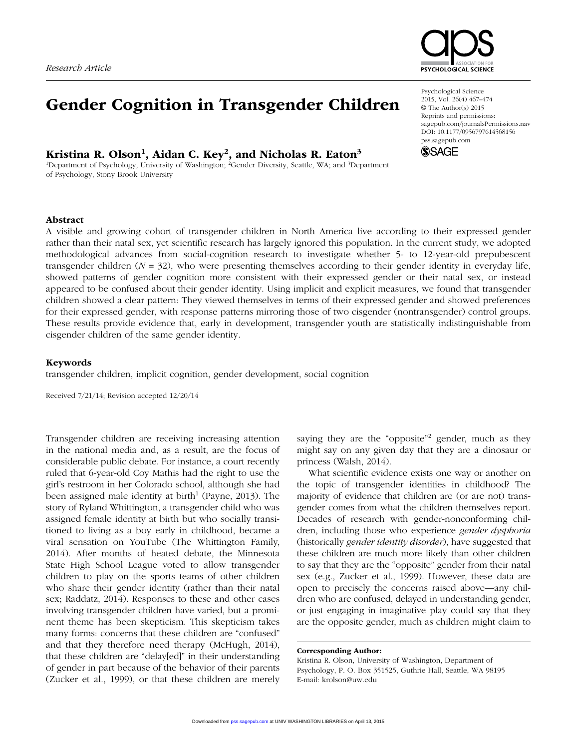Research Article

# Gender Cognition in Transgender Children

Psychological Science
2015, Vol. 26(4) 467–474
© The Author(s) 2015
Reprints and permissions: sagepub.com/journalsPermissions.nav
DOI: 10.1177/0956797614568156
pss.sagepub.com

**Kristina R. Olson[1], Aidan C. Key[2], and Nicholas R. Eaton[3]**

[1]Department of Psychology, University of Washington; [2]Gender Diversity, Seattle, WA; and [3]Department of Psychology, Stony Brook University

## Abstract

A visible and growing cohort of transgender children in North America live according to their expressed gender rather than their natal sex, yet scientific research has largely ignored this population. In the current study, we adopted methodological advances from social-cognition research to investigate whether 5- to 12-year-old prepubescent transgender children ($N = 32$), who were presenting themselves according to their gender identity in everyday life, showed patterns of gender cognition more consistent with their expressed gender or their natal sex, or instead appeared to be confused about their gender identity. Using implicit and explicit measures, we found that transgender children showed a clear pattern: They viewed themselves in terms of their expressed gender and showed preferences for their expressed gender, with response patterns mirroring those of two cisgender (nontransgender) control groups. These results provide evidence that, early in development, transgender youth are statistically indistinguishable from cisgender children of the same gender identity.

## Keywords

transgender children, implicit cognition, gender development, social cognition

Received 7/21/14; Revision accepted 12/20/14

Transgender children are receiving increasing attention in the national media and, as a result, are the focus of considerable public debate. For instance, a court recently ruled that 6-year-old Coy Mathis had the right to use the girl's restroom in her Colorado school, although she had been assigned male identity at birth[1] (Payne, 2013). The story of Ryland Whittington, a transgender child who was assigned female identity at birth but who socially transitioned to living as a boy early in childhood, became a viral sensation on YouTube (The Whittington Family, 2014). After months of heated debate, the Minnesota State High School League voted to allow transgender children to play on the sports teams of other children who share their gender identity (rather than their natal sex; Raddatz, 2014). Responses to these and other cases involving transgender children have varied, but a prominent theme has been skepticism. This skepticism takes many forms: concerns that these children are "confused" and that they therefore need therapy (McHugh, 2014), that these children are "delay[ed]" in their understanding of gender in part because of the behavior of their parents (Zucker et al., 1999), or that these children are merely saying they are the "opposite"[2] gender, much as they might say on any given day that they are a dinosaur or princess (Walsh, 2014).

What scientific evidence exists one way or another on the topic of transgender identities in childhood? The majority of evidence that children are (or are not) transgender comes from what the children themselves report. Decades of research with gender-nonconforming children, including those who experience *gender dysphoria* (historically *gender identity disorder*), have suggested that these children are much more likely than other children to say that they are the "opposite" gender from their natal sex (e.g., Zucker et al., 1999). However, these data are open to precisely the concerns raised above—any children who are confused, delayed in understanding gender, or just engaging in imaginative play could say that they are the opposite gender, much as children might claim to

**Corresponding Author:**
Kristina R. Olson, University of Washington, Department of Psychology, P. O. Box 351525, Guthrie Hall, Seattle, WA 98195
E-mail: krolson@uw.edu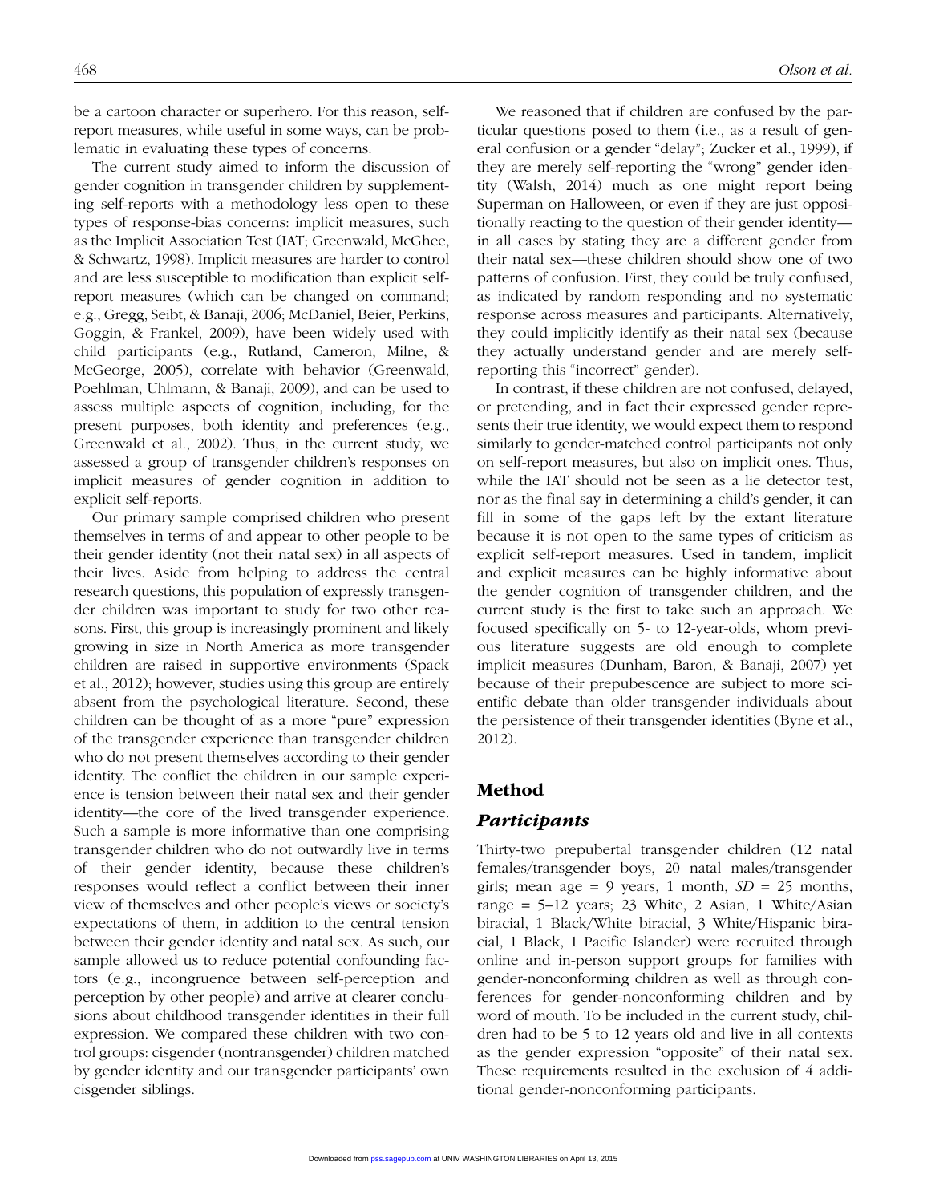be a cartoon character or superhero. For this reason, self-report measures, while useful in some ways, can be problematic in evaluating these types of concerns.

The current study aimed to inform the discussion of gender cognition in transgender children by supplementing self-reports with a methodology less open to these types of response-bias concerns: implicit measures, such as the Implicit Association Test (IAT; Greenwald, McGhee, & Schwartz, 1998). Implicit measures are harder to control and are less susceptible to modification than explicit self-report measures (which can be changed on command; e.g., Gregg, Seibt, & Banaji, 2006; McDaniel, Beier, Perkins, Goggin, & Frankel, 2009), have been widely used with child participants (e.g., Rutland, Cameron, Milne, & McGeorge, 2005), correlate with behavior (Greenwald, Poehlman, Uhlmann, & Banaji, 2009), and can be used to assess multiple aspects of cognition, including, for the present purposes, both identity and preferences (e.g., Greenwald et al., 2002). Thus, in the current study, we assessed a group of transgender children's responses on implicit measures of gender cognition in addition to explicit self-reports.

Our primary sample comprised children who present themselves in terms of and appear to other people to be their gender identity (not their natal sex) in all aspects of their lives. Aside from helping to address the central research questions, this population of expressly transgender children was important to study for two other reasons. First, this group is increasingly prominent and likely growing in size in North America as more transgender children are raised in supportive environments (Spack et al., 2012); however, studies using this group are entirely absent from the psychological literature. Second, these children can be thought of as a more "pure" expression of the transgender experience than transgender children who do not present themselves according to their gender identity. The conflict the children in our sample experience is tension between their natal sex and their gender identity—the core of the lived transgender experience. Such a sample is more informative than one comprising transgender children who do not outwardly live in terms of their gender identity, because these children's responses would reflect a conflict between their inner view of themselves and other people's views or society's expectations of them, in addition to the central tension between their gender identity and natal sex. As such, our sample allowed us to reduce potential confounding factors (e.g., incongruence between self-perception and perception by other people) and arrive at clearer conclusions about childhood transgender identities in their full expression. We compared these children with two control groups: cisgender (nontransgender) children matched by gender identity and our transgender participants' own cisgender siblings.

We reasoned that if children are confused by the particular questions posed to them (i.e., as a result of general confusion or a gender "delay"; Zucker et al., 1999), if they are merely self-reporting the "wrong" gender identity (Walsh, 2014) much as one might report being Superman on Halloween, or even if they are just oppositionally reacting to the question of their gender identity—in all cases by stating they are a different gender from their natal sex—these children should show one of two patterns of confusion. First, they could be truly confused, as indicated by random responding and no systematic response across measures and participants. Alternatively, they could implicitly identify as their natal sex (because they actually understand gender and are merely self-reporting this "incorrect" gender).

In contrast, if these children are not confused, delayed, or pretending, and in fact their expressed gender represents their true identity, we would expect them to respond similarly to gender-matched control participants not only on self-report measures, but also on implicit ones. Thus, while the IAT should not be seen as a lie detector test, nor as the final say in determining a child's gender, it can fill in some of the gaps left by the extant literature because it is not open to the same types of criticism as explicit self-report measures. Used in tandem, implicit and explicit measures can be highly informative about the gender cognition of transgender children, and the current study is the first to take such an approach. We focused specifically on 5- to 12-year-olds, whom previous literature suggests are old enough to complete implicit measures (Dunham, Baron, & Banaji, 2007) yet because of their prepubescence are subject to more scientific debate than older transgender individuals about the persistence of their transgender identities (Byne et al., 2012).

## Method

### *Participants*

Thirty-two prepubertal transgender children (12 natal females/transgender boys, 20 natal males/transgender girls; mean age = 9 years, 1 month, *SD* = 25 months, range = 5–12 years; 23 White, 2 Asian, 1 White/Asian biracial, 1 Black/White biracial, 3 White/Hispanic biracial, 1 Black, 1 Pacific Islander) were recruited through online and in-person support groups for families with gender-nonconforming children as well as through conferences for gender-nonconforming children and by word of mouth. To be included in the current study, children had to be 5 to 12 years old and live in all contexts as the gender expression "opposite" of their natal sex. These requirements resulted in the exclusion of 4 additional gender-nonconforming participants.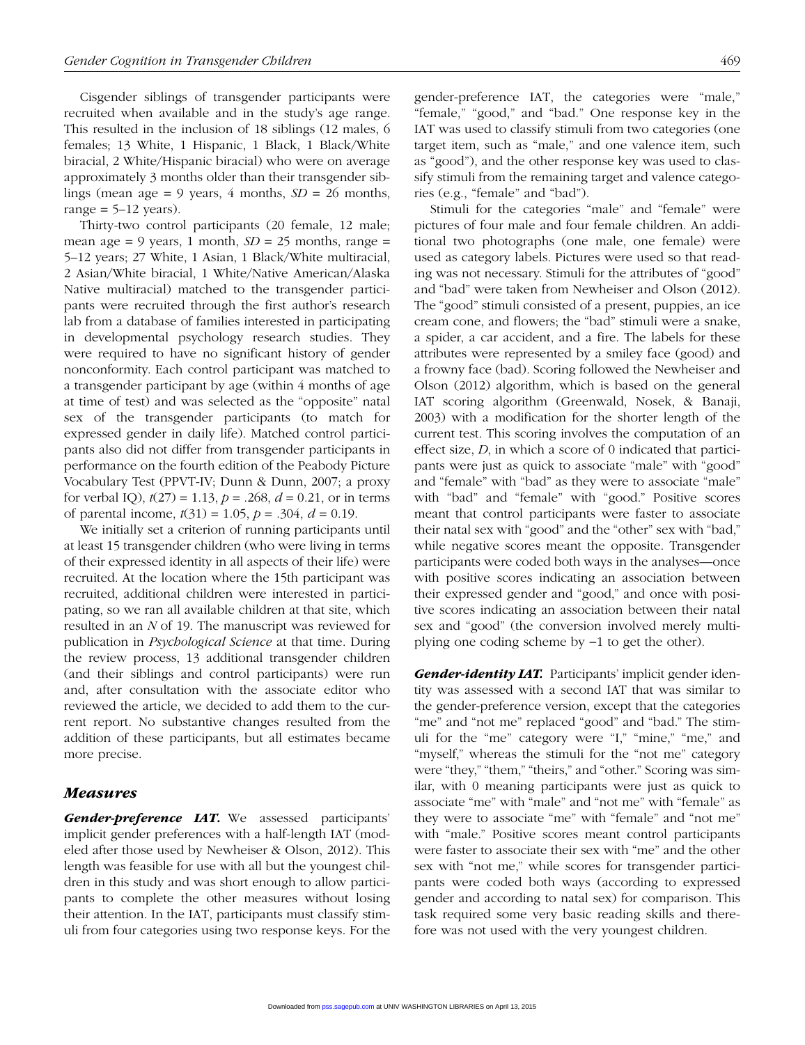Cisgender siblings of transgender participants were recruited when available and in the study's age range. This resulted in the inclusion of 18 siblings (12 males, 6 females; 13 White, 1 Hispanic, 1 Black, 1 Black/White biracial, 2 White/Hispanic biracial) who were on average approximately 3 months older than their transgender siblings (mean age = 9 years, 4 months, $SD$ = 26 months, range = 5–12 years).

Thirty-two control participants (20 female, 12 male; mean age = 9 years, 1 month, $SD$ = 25 months, range = 5–12 years; 27 White, 1 Asian, 1 Black/White multiracial, 2 Asian/White biracial, 1 White/Native American/Alaska Native multiracial) matched to the transgender participants were recruited through the first author's research lab from a database of families interested in participating in developmental psychology research studies. They were required to have no significant history of gender nonconformity. Each control participant was matched to a transgender participant by age (within 4 months of age at time of test) and was selected as the "opposite" natal sex of the transgender participants (to match for expressed gender in daily life). Matched control participants also did not differ from transgender participants in performance on the fourth edition of the Peabody Picture Vocabulary Test (PPVT-IV; Dunn & Dunn, 2007; a proxy for verbal IQ), $t(27) = 1.13$, $p = .268$, $d = 0.21$, or in terms of parental income, $t(31) = 1.05$, $p = .304$, $d = 0.19$.

We initially set a criterion of running participants until at least 15 transgender children (who were living in terms of their expressed identity in all aspects of their life) were recruited. At the location where the 15th participant was recruited, additional children were interested in participating, so we ran all available children at that site, which resulted in an $N$ of 19. The manuscript was reviewed for publication in *Psychological Science* at that time. During the review process, 13 additional transgender children (and their siblings and control participants) were run and, after consultation with the associate editor who reviewed the article, we decided to add them to the current report. No substantive changes resulted from the addition of these participants, but all estimates became more precise.

## Measures

***Gender-preference IAT.*** We assessed participants' implicit gender preferences with a half-length IAT (modeled after those used by Newheiser & Olson, 2012). This length was feasible for use with all but the youngest children in this study and was short enough to allow participants to complete the other measures without losing their attention. In the IAT, participants must classify stimuli from four categories using two response keys. For the gender-preference IAT, the categories were "male," "female," "good," and "bad." One response key in the IAT was used to classify stimuli from two categories (one target item, such as "male," and one valence item, such as "good"), and the other response key was used to classify stimuli from the remaining target and valence categories (e.g., "female" and "bad").

Stimuli for the categories "male" and "female" were pictures of four male and four female children. An additional two photographs (one male, one female) were used as category labels. Pictures were used so that reading was not necessary. Stimuli for the attributes of "good" and "bad" were taken from Newheiser and Olson (2012). The "good" stimuli consisted of a present, puppies, an ice cream cone, and flowers; the "bad" stimuli were a snake, a spider, a car accident, and a fire. The labels for these attributes were represented by a smiley face (good) and a frowny face (bad). Scoring followed the Newheiser and Olson (2012) algorithm, which is based on the general IAT scoring algorithm (Greenwald, Nosek, & Banaji, 2003) with a modification for the shorter length of the current test. This scoring involves the computation of an effect size, $D$, in which a score of 0 indicated that participants were just as quick to associate "male" with "good" and "female" with "bad" as they were to associate "male" with "bad" and "female" with "good." Positive scores meant that control participants were faster to associate their natal sex with "good" and the "other" sex with "bad," while negative scores meant the opposite. Transgender participants were coded both ways in the analyses—once with positive scores indicating an association between their expressed gender and "good," and once with positive scores indicating an association between their natal sex and "good" (the conversion involved merely multiplying one coding scheme by −1 to get the other).

***Gender-identity IAT.*** Participants' implicit gender identity was assessed with a second IAT that was similar to the gender-preference version, except that the categories "me" and "not me" replaced "good" and "bad." The stimuli for the "me" category were "I," "mine," "me," and "myself," whereas the stimuli for the "not me" category were "they," "them," "theirs," and "other." Scoring was similar, with 0 meaning participants were just as quick to associate "me" with "male" and "not me" with "female" as they were to associate "me" with "female" and "not me" with "male." Positive scores meant control participants were faster to associate their sex with "me" and the other sex with "not me," while scores for transgender participants were coded both ways (according to expressed gender and according to natal sex) for comparison. This task required some very basic reading skills and therefore was not used with the very youngest children.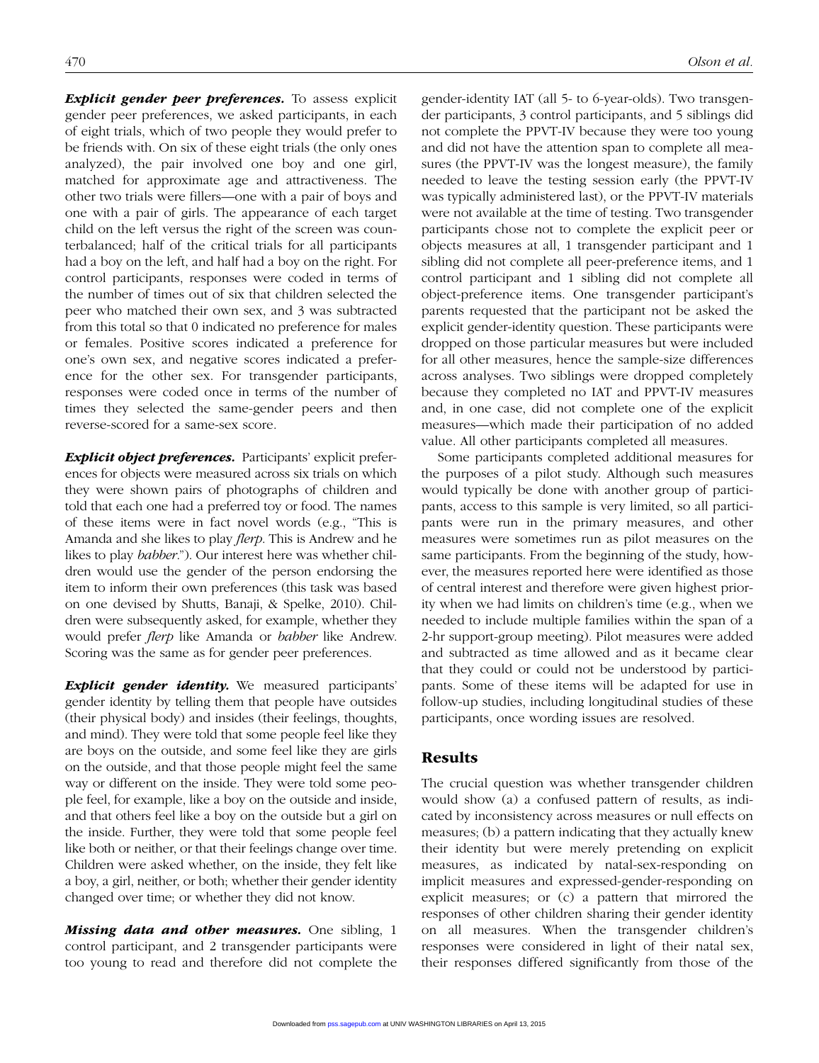***Explicit gender peer preferences.*** To assess explicit gender peer preferences, we asked participants, in each of eight trials, which of two people they would prefer to be friends with. On six of these eight trials (the only ones analyzed), the pair involved one boy and one girl, matched for approximate age and attractiveness. The other two trials were fillers—one with a pair of boys and one with a pair of girls. The appearance of each target child on the left versus the right of the screen was counterbalanced; half of the critical trials for all participants had a boy on the left, and half had a boy on the right. For control participants, responses were coded in terms of the number of times out of six that children selected the peer who matched their own sex, and 3 was subtracted from this total so that 0 indicated no preference for males or females. Positive scores indicated a preference for one's own sex, and negative scores indicated a preference for the other sex. For transgender participants, responses were coded once in terms of the number of times they selected the same-gender peers and then reverse-scored for a same-sex score.

***Explicit object preferences.*** Participants' explicit preferences for objects were measured across six trials on which they were shown pairs of photographs of children and told that each one had a preferred toy or food. The names of these items were in fact novel words (e.g., "This is Amanda and she likes to play *flerp*. This is Andrew and he likes to play *babber*."). Our interest here was whether children would use the gender of the person endorsing the item to inform their own preferences (this task was based on one devised by Shutts, Banaji, & Spelke, 2010). Children were subsequently asked, for example, whether they would prefer *flerp* like Amanda or *babber* like Andrew. Scoring was the same as for gender peer preferences.

***Explicit gender identity.*** We measured participants' gender identity by telling them that people have outsides (their physical body) and insides (their feelings, thoughts, and mind). They were told that some people feel like they are boys on the outside, and some feel like they are girls on the outside, and that those people might feel the same way or different on the inside. They were told some people feel, for example, like a boy on the outside and inside, and that others feel like a boy on the outside but a girl on the inside. Further, they were told that some people feel like both or neither, or that their feelings change over time. Children were asked whether, on the inside, they felt like a boy, a girl, neither, or both; whether their gender identity changed over time; or whether they did not know.

***Missing data and other measures.*** One sibling, 1 control participant, and 2 transgender participants were too young to read and therefore did not complete the gender-identity IAT (all 5- to 6-year-olds). Two transgender participants, 3 control participants, and 5 siblings did not complete the PPVT-IV because they were too young and did not have the attention span to complete all measures (the PPVT-IV was the longest measure), the family needed to leave the testing session early (the PPVT-IV was typically administered last), or the PPVT-IV materials were not available at the time of testing. Two transgender participants chose not to complete the explicit peer or objects measures at all, 1 transgender participant and 1 sibling did not complete all peer-preference items, and 1 control participant and 1 sibling did not complete all object-preference items. One transgender participant's parents requested that the participant not be asked the explicit gender-identity question. These participants were dropped on those particular measures but were included for all other measures, hence the sample-size differences across analyses. Two siblings were dropped completely because they completed no IAT and PPVT-IV measures and, in one case, did not complete one of the explicit measures—which made their participation of no added value. All other participants completed all measures.

Some participants completed additional measures for the purposes of a pilot study. Although such measures would typically be done with another group of participants, access to this sample is very limited, so all participants were run in the primary measures, and other measures were sometimes run as pilot measures on the same participants. From the beginning of the study, however, the measures reported here were identified as those of central interest and therefore were given highest priority when we had limits on children's time (e.g., when we needed to include multiple families within the span of a 2-hr support-group meeting). Pilot measures were added and subtracted as time allowed and as it became clear that they could or could not be understood by participants. Some of these items will be adapted for use in follow-up studies, including longitudinal studies of these participants, once wording issues are resolved.

## Results

The crucial question was whether transgender children would show (a) a confused pattern of results, as indicated by inconsistency across measures or null effects on measures; (b) a pattern indicating that they actually knew their identity but were merely pretending on explicit measures, as indicated by natal-sex-responding on implicit measures and expressed-gender-responding on explicit measures; or (c) a pattern that mirrored the responses of other children sharing their gender identity on all measures. When the transgender children's responses were considered in light of their natal sex, their responses differed significantly from those of the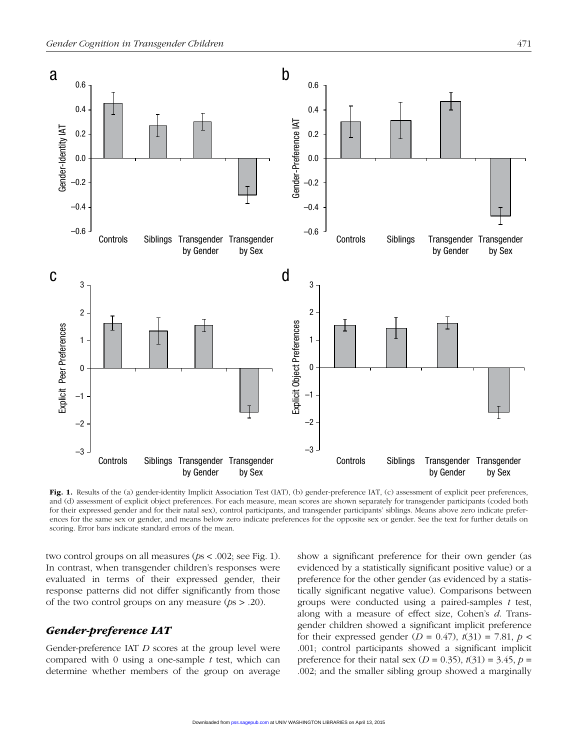Fig. 1. Results of the (a) gender-identity Implicit Association Test (IAT), (b) gender-preference IAT, (c) assessment of explicit peer preferences, and (d) assessment of explicit object preferences. For each measure, mean scores are shown separately for transgender participants (coded both for their expressed gender and for their natal sex), control participants, and transgender participants' siblings. Means above zero indicate preferences for the same sex or gender, and means below zero indicate preferences for the opposite sex or gender. See the text for further details on scoring. Error bars indicate standard errors of the mean.

two control groups on all measures ($p$s < .002; see Fig. 1). In contrast, when transgender children's responses were evaluated in terms of their expressed gender, their response patterns did not differ significantly from those of the two control groups on any measure ($p$s > .20).

## *Gender-preference IAT*

Gender-preference IAT $D$ scores at the group level were compared with 0 using a one-sample $t$ test, which can determine whether members of the group on average show a significant preference for their own gender (as evidenced by a statistically significant positive value) or a preference for the other gender (as evidenced by a statistically significant negative value). Comparisons between groups were conducted using a paired-samples $t$ test, along with a measure of effect size, Cohen's $d$. Transgender children showed a significant implicit preference for their expressed gender ($D$ = 0.47), $t(31) = 7.81$, $p < .001$; control participants showed a significant implicit preference for their natal sex ($D$ = 0.35), $t(31) = 3.45$, $p = .002$; and the smaller sibling group showed a marginally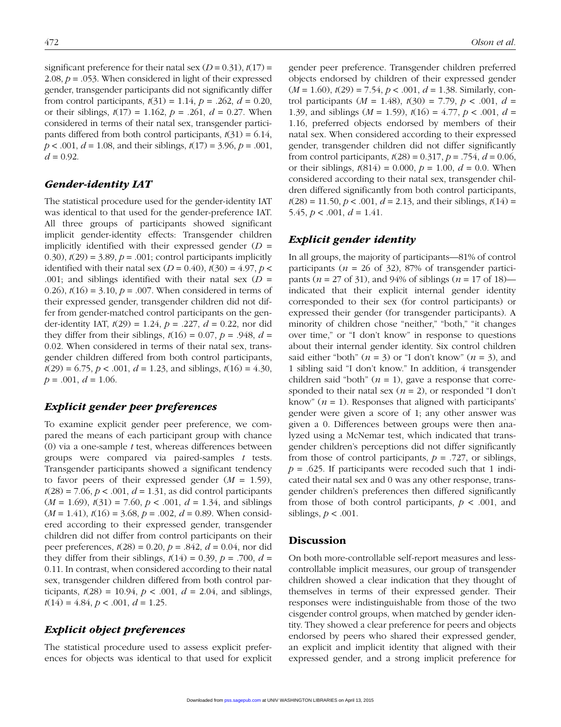significant preference for their natal sex ($D = 0.31$), $t(17) = 2.08$, $p = .053$. When considered in light of their expressed gender, transgender participants did not significantly differ from control participants, $t(31) = 1.14$, $p = .262$, $d = 0.20$, or their siblings, $t(17) = 1.162$, $p = .261$, $d = 0.27$. When considered in terms of their natal sex, transgender participants differed from both control participants, $t(31) = 6.14$, $p < .001$, $d = 1.08$, and their siblings, $t(17) = 3.96$, $p = .001$, $d = 0.92$.

## Gender-identity IAT

The statistical procedure used for the gender-identity IAT was identical to that used for the gender-preference IAT. All three groups of participants showed significant implicit gender-identity effects: Transgender children implicitly identified with their expressed gender ($D = 0.30$), $t(29) = 3.89$, $p = .001$; control participants implicitly identified with their natal sex ($D = 0.40$), $t(30) = 4.97$, $p < .001$; and siblings identified with their natal sex ($D = 0.26$), $t(16) = 3.10$, $p = .007$. When considered in terms of their expressed gender, transgender children did not differ from gender-matched control participants on the gender-identity IAT, $t(29) = 1.24$, $p = .227$, $d = 0.22$, nor did they differ from their siblings, $t(16) = 0.07$, $p = .948$, $d = 0.02$. When considered in terms of their natal sex, transgender children differed from both control participants, $t(29) = 6.75$, $p < .001$, $d = 1.23$, and siblings, $t(16) = 4.30$, $p = .001$, $d = 1.06$.

## Explicit gender peer preferences

To examine explicit gender peer preference, we compared the means of each participant group with chance (0) via a one-sample *t* test, whereas differences between groups were compared via paired-samples *t* tests. Transgender participants showed a significant tendency to favor peers of their expressed gender ($M = 1.59$), $t(28) = 7.06$, $p < .001$, $d = 1.31$, as did control participants ($M = 1.69$), $t(31) = 7.60$, $p < .001$, $d = 1.34$, and siblings ($M = 1.41$), $t(16) = 3.68$, $p = .002$, $d = 0.89$. When considered according to their expressed gender, transgender children did not differ from control participants on their peer preferences, $t(28) = 0.20$, $p = .842$, $d = 0.04$, nor did they differ from their siblings, $t(14) = 0.39$, $p = .700$, $d = 0.11$. In contrast, when considered according to their natal sex, transgender children differed from both control participants, $t(28) = 10.94$, $p < .001$, $d = 2.04$, and siblings, $t(14) = 4.84$, $p < .001$, $d = 1.25$.

## Explicit object preferences

The statistical procedure used to assess explicit preferences for objects was identical to that used for explicit gender peer preference. Transgender children preferred objects endorsed by children of their expressed gender ($M = 1.60$), $t(29) = 7.54$, $p < .001$, $d = 1.38$. Similarly, control participants ($M = 1.48$), $t(30) = 7.79$, $p < .001$, $d = 1.39$, and siblings ($M = 1.59$), $t(16) = 4.77$, $p < .001$, $d = 1.16$, preferred objects endorsed by members of their natal sex. When considered according to their expressed gender, transgender children did not differ significantly from control participants, $t(28) = 0.317$, $p = .754$, $d = 0.06$, or their siblings, $t(814) = 0.000$, $p = 1.00$, $d = 0.0$. When considered according to their natal sex, transgender children differed significantly from both control participants, $t(28) = 11.50$, $p < .001$, $d = 2.13$, and their siblings, $t(14) = 5.45$, $p < .001$, $d = 1.41$.

## Explicit gender identity

In all groups, the majority of participants—81% of control participants ($n = 26$ of 32), 87% of transgender participants ($n = 27$ of 31), and 94% of siblings ($n = 17$ of 18)—indicated that their explicit internal gender identity corresponded to their sex (for control participants) or expressed their gender (for transgender participants). A minority of children chose "neither," "both," "it changes over time," or "I don't know" in response to questions about their internal gender identity. Six control children said either "both" ($n = 3$) or "I don't know" ($n = 3$), and 1 sibling said "I don't know." In addition, 4 transgender children said "both" ($n = 1$), gave a response that corresponded to their natal sex ($n = 2$), or responded "I don't know" ($n = 1$). Responses that aligned with participants' gender were given a score of 1; any other answer was given a 0. Differences between groups were then analyzed using a McNemar test, which indicated that transgender children's perceptions did not differ significantly from those of control participants, $p = .727$, or siblings, $p = .625$. If participants were recoded such that 1 indicated their natal sex and 0 was any other response, transgender children's preferences then differed significantly from those of both control participants, $p < .001$, and siblings, $p < .001$.

# Discussion

On both more-controllable self-report measures and less-controllable implicit measures, our group of transgender children showed a clear indication that they thought of themselves in terms of their expressed gender. Their responses were indistinguishable from those of the two cisgender control groups, when matched by gender identity. They showed a clear preference for peers and objects endorsed by peers who shared their expressed gender, an explicit and implicit identity that aligned with their expressed gender, and a strong implicit preference for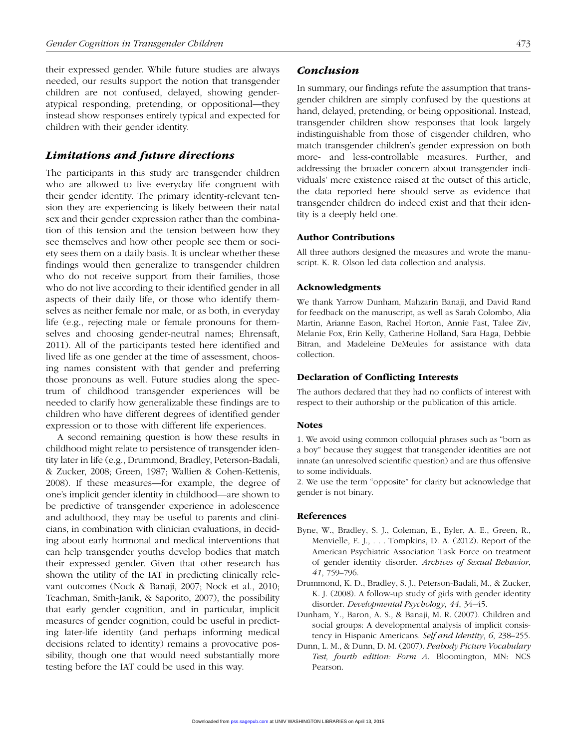their expressed gender. While future studies are always needed, our results support the notion that transgender children are not confused, delayed, showing gender-atypical responding, pretending, or oppositional—they instead show responses entirely typical and expected for children with their gender identity.

## *Limitations and future directions*

The participants in this study are transgender children who are allowed to live everyday life congruent with their gender identity. The primary identity-relevant tension they are experiencing is likely between their natal sex and their gender expression rather than the combination of this tension and the tension between how they see themselves and how other people see them or society sees them on a daily basis. It is unclear whether these findings would then generalize to transgender children who do not receive support from their families, those who do not live according to their identified gender in all aspects of their daily life, or those who identify themselves as neither female nor male, or as both, in everyday life (e.g., rejecting male or female pronouns for themselves and choosing gender-neutral names; Ehrensaft, 2011). All of the participants tested here identified and lived life as one gender at the time of assessment, choosing names consistent with that gender and preferring those pronouns as well. Future studies along the spectrum of childhood transgender experiences will be needed to clarify how generalizable these findings are to children who have different degrees of identified gender expression or to those with different life experiences.

A second remaining question is how these results in childhood might relate to persistence of transgender identity later in life (e.g., Drummond, Bradley, Peterson-Badali, & Zucker, 2008; Green, 1987; Wallien & Cohen-Kettenis, 2008). If these measures—for example, the degree of one's implicit gender identity in childhood—are shown to be predictive of transgender experience in adolescence and adulthood, they may be useful to parents and clinicians, in combination with clinician evaluations, in deciding about early hormonal and medical interventions that can help transgender youths develop bodies that match their expressed gender. Given that other research has shown the utility of the IAT in predicting clinically relevant outcomes (Nock & Banaji, 2007; Nock et al., 2010; Teachman, Smith-Janik, & Saporito, 2007), the possibility that early gender cognition, and in particular, implicit measures of gender cognition, could be useful in predicting later-life identity (and perhaps informing medical decisions related to identity) remains a provocative possibility, though one that would need substantially more testing before the IAT could be used in this way.

## *Conclusion*

In summary, our findings refute the assumption that transgender children are simply confused by the questions at hand, delayed, pretending, or being oppositional. Instead, transgender children show responses that look largely indistinguishable from those of cisgender children, who match transgender children's gender expression on both more- and less-controllable measures. Further, and addressing the broader concern about transgender individuals' mere existence raised at the outset of this article, the data reported here should serve as evidence that transgender children do indeed exist and that their identity is a deeply held one.

### Author Contributions

All three authors designed the measures and wrote the manuscript. K. R. Olson led data collection and analysis.

### Acknowledgments

We thank Yarrow Dunham, Mahzarin Banaji, and David Rand for feedback on the manuscript, as well as Sarah Colombo, Alia Martin, Arianne Eason, Rachel Horton, Annie Fast, Talee Ziv, Melanie Fox, Erin Kelly, Catherine Holland, Sara Haga, Debbie Bitran, and Madeleine DeMeules for assistance with data collection.

### Declaration of Conflicting Interests

The authors declared that they had no conflicts of interest with respect to their authorship or the publication of this article.

### Notes

1. We avoid using common colloquial phrases such as "born as a boy" because they suggest that transgender identities are not innate (an unresolved scientific question) and are thus offensive to some individuals.

2. We use the term "opposite" for clarity but acknowledge that gender is not binary.

### References

Byne, W., Bradley, S. J., Coleman, E., Eyler, A. E., Green, R., Menvielle, E. J., . . . Tompkins, D. A. (2012). Report of the American Psychiatric Association Task Force on treatment of gender identity disorder. *Archives of Sexual Behavior*, *41*, 759–796.

Drummond, K. D., Bradley, S. J., Peterson-Badali, M., & Zucker, K. J. (2008). A follow-up study of girls with gender identity disorder. *Developmental Psychology*, *44*, 34–45.

Dunham, Y., Baron, A. S., & Banaji, M. R. (2007). Children and social groups: A developmental analysis of implicit consistency in Hispanic Americans. *Self and Identity*, *6*, 238–255.

Dunn, L. M., & Dunn, D. M. (2007). *Peabody Picture Vocabulary Test, fourth edition: Form A*. Bloomington, MN: NCS Pearson.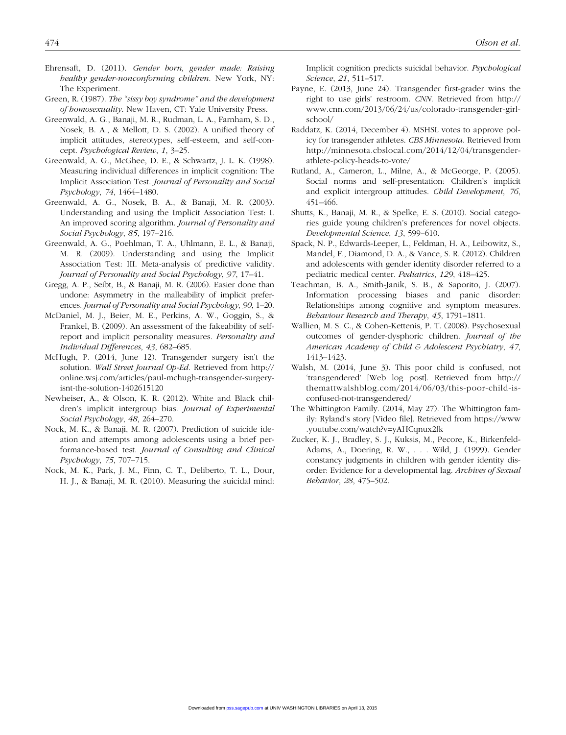Ehrensaft, D. (2011). *Gender born, gender made: Raising healthy gender-nonconforming children*. New York, NY: The Experiment.

Green, R. (1987). *The "sissy boy syndrome" and the development of homosexuality*. New Haven, CT: Yale University Press.

Greenwald, A. G., Banaji, M. R., Rudman, L. A., Farnham, S. D., Nosek, B. A., & Mellott, D. S. (2002). A unified theory of implicit attitudes, stereotypes, self-esteem, and self-concept. *Psychological Review*, *1*, 3–25.

Greenwald, A. G., McGhee, D. E., & Schwartz, J. L. K. (1998). Measuring individual differences in implicit cognition: The Implicit Association Test. *Journal of Personality and Social Psychology*, *74*, 1464–1480.

Greenwald, A. G., Nosek, B. A., & Banaji, M. R. (2003). Understanding and using the Implicit Association Test: I. An improved scoring algorithm. *Journal of Personality and Social Psychology*, *85*, 197–216.

Greenwald, A. G., Poehlman, T. A., Uhlmann, E. L., & Banaji, M. R. (2009). Understanding and using the Implicit Association Test: III. Meta-analysis of predictive validity. *Journal of Personality and Social Psychology*, *97*, 17–41.

Gregg, A. P., Seibt, B., & Banaji, M. R. (2006). Easier done than undone: Asymmetry in the malleability of implicit preferences. *Journal of Personality and Social Psychology*, *90*, 1–20.

McDaniel, M. J., Beier, M. E., Perkins, A. W., Goggin, S., & Frankel, B. (2009). An assessment of the fakeability of self-report and implicit personality measures. *Personality and Individual Differences*, *43*, 682–685.

McHugh, P. (2014, June 12). Transgender surgery isn't the solution. *Wall Street Journal Op-Ed*. Retrieved from http://online.wsj.com/articles/paul-mchugh-transgender-surgery-isnt-the-solution-1402615120

Newheiser, A., & Olson, K. R. (2012). White and Black children's implicit intergroup bias. *Journal of Experimental Social Psychology*, *48*, 264–270.

Nock, M. K., & Banaji, M. R. (2007). Prediction of suicide ideation and attempts among adolescents using a brief performance-based test. *Journal of Consulting and Clinical Psychology*, *75*, 707–715.

Nock, M. K., Park, J. M., Finn, C. T., Deliberto, T. L., Dour, H. J., & Banaji, M. R. (2010). Measuring the suicidal mind: Implicit cognition predicts suicidal behavior. *Psychological Science*, *21*, 511–517.

Payne, E. (2013, June 24). Transgender first-grader wins the right to use girls' restroom. *CNN*. Retrieved from http://www.cnn.com/2013/06/24/us/colorado-transgender-girl-school/

Raddatz, K. (2014, December 4). MSHSL votes to approve policy for transgender athletes. *CBS Minnesota*. Retrieved from http://minnesota.cbslocal.com/2014/12/04/transgender-athlete-policy-heads-to-vote/

Rutland, A., Cameron, L., Milne, A., & McGeorge, P. (2005). Social norms and self-presentation: Children's implicit and explicit intergroup attitudes. *Child Development*, *76*, 451–466.

Shutts, K., Banaji, M. R., & Spelke, E. S. (2010). Social categories guide young children's preferences for novel objects. *Developmental Science*, *13*, 599–610.

Spack, N. P., Edwards-Leeper, L., Feldman, H. A., Leibowitz, S., Mandel, F., Diamond, D. A., & Vance, S. R. (2012). Children and adolescents with gender identity disorder referred to a pediatric medical center. *Pediatrics*, *129*, 418–425.

Teachman, B. A., Smith-Janik, S. B., & Saporito, J. (2007). Information processing biases and panic disorder: Relationships among cognitive and symptom measures. *Behaviour Research and Therapy*, *45*, 1791–1811.

Wallien, M. S. C., & Cohen-Kettenis, P. T. (2008). Psychosexual outcomes of gender-dysphoric children. *Journal of the American Academy of Child & Adolescent Psychiatry*, *47*, 1413–1423.

Walsh, M. (2014, June 3). This poor child is confused, not 'transgendered' [Web log post]. Retrieved from http://themattwalshblog.com/2014/06/03/this-poor-child-is-confused-not-transgendered/

The Whittington Family. (2014, May 27). The Whittington family: Ryland's story [Video file]. Retrieved from https://www.youtube.com/watch?v=yAHCqnux2fk

Zucker, K. J., Bradley, S. J., Kuksis, M., Pecore, K., Birkenfeld-Adams, A., Doering, R. W., . . . Wild, J. (1999). Gender constancy judgments in children with gender identity disorder: Evidence for a developmental lag. *Archives of Sexual Behavior*, *28*, 475–502.